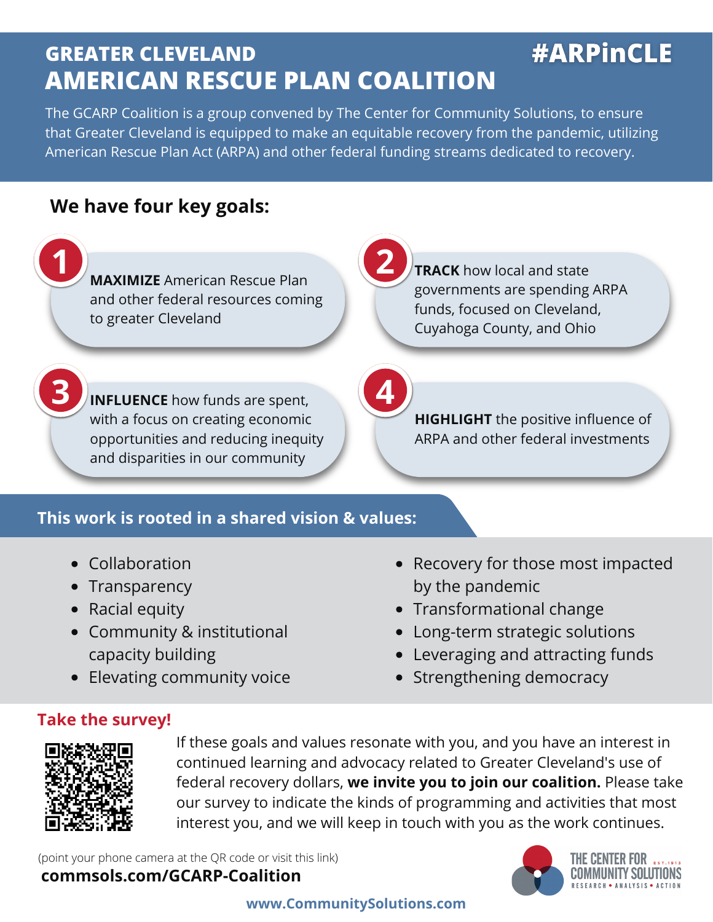# GREATER CLEVELAND AMERICAN RESCUE PLAN COALITION

**#ARPinCLE**

The GCARP Coalition is a group convened by The Center for Community Solutions, to ensure that Greater Cleveland is equipped to make an equitable recovery from the pandemic, utilizing American Rescue Plan Act (ARPA) and other federal funding streams dedicated to recovery.

## We have four key goals:

1. **MAXIMIZE** American Rescue Plan and other federal resources coming to greater Cleveland
2. **TRACK** how local and state governments are spending ARPA funds, focused on Cleveland, Cuyahoga County, and Ohio
3. **INFLUENCE** how funds are spent, with a focus on creating economic opportunities and reducing inequity and disparities in our community
4. **HIGHLIGHT** the positive influence of ARPA and other federal investments

## This work is rooted in a shared vision & values:

- Collaboration
- Transparency
- Racial equity
- Community & institutional capacity building
- Elevating community voice
- Recovery for those most impacted by the pandemic
- Transformational change
- Long-term strategic solutions
- Leveraging and attracting funds
- Strengthening democracy

## Take the survey!

If these goals and values resonate with you, and you have an interest in continued learning and advocacy related to Greater Cleveland's use of federal recovery dollars, **we invite you to join our coalition.** Please take our survey to indicate the kinds of programming and activities that most interest you, and we will keep in touch with you as the work continues.

(point your phone camera at the QR code or visit this link)

**commsols.com/GCARP-Coalition**

THE CENTER FOR COMMUNITY SOLUTIONS EST. 1913
RESEARCH • ANALYSIS • ACTION

**www.CommunitySolutions.com**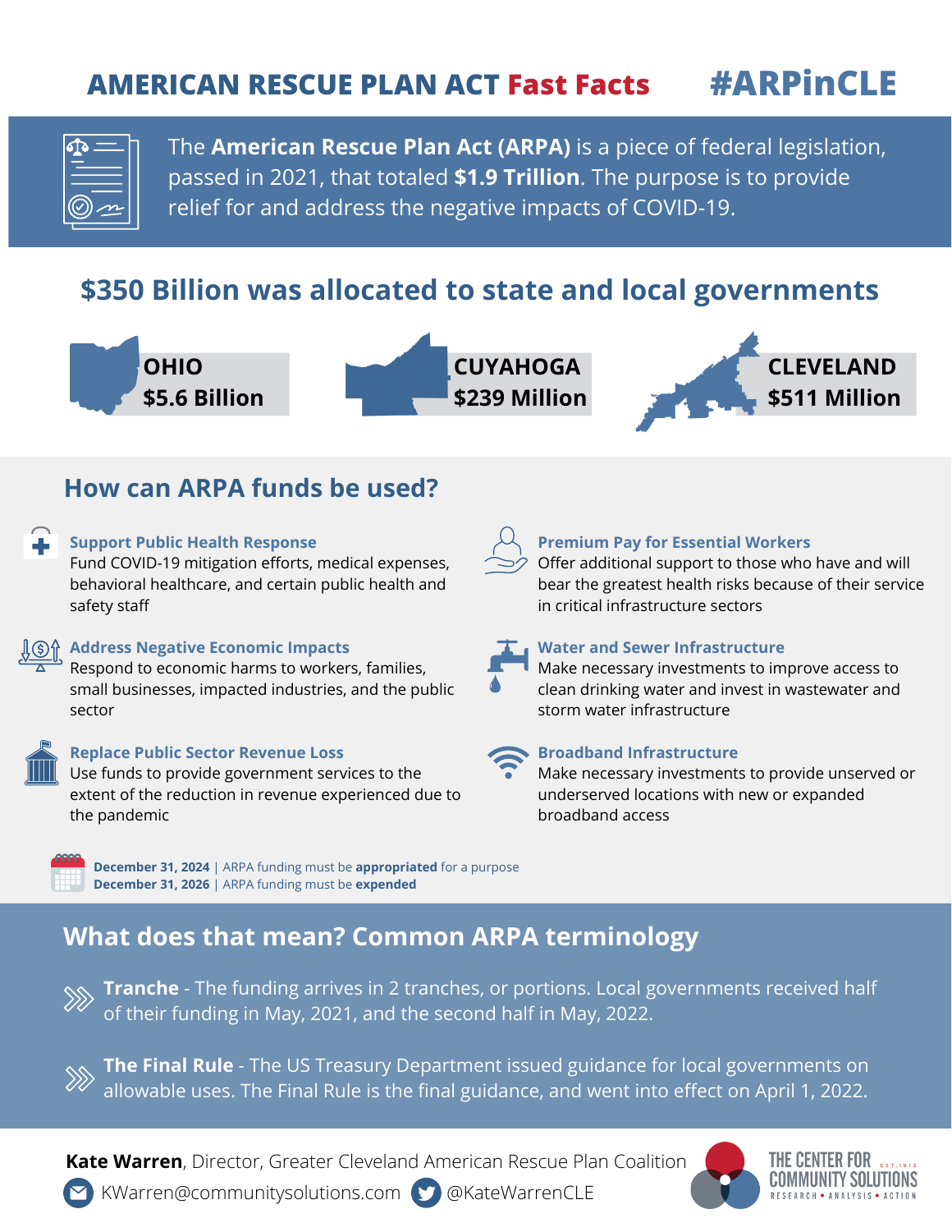# AMERICAN RESCUE PLAN ACT Fast Facts #ARPinCLE

The **American Rescue Plan Act (ARPA)** is a piece of federal legislation, passed in 2021, that totaled **$1.9 Trillion**. The purpose is to provide relief for and address the negative impacts of COVID-19.

## $350 Billion was allocated to state and local governments

**OHIO**
**$5.6 Billion**

**CUYAHOGA**
**$239 Million**

**CLEVELAND**
**$511 Million**

## How can ARPA funds be used?

**Support Public Health Response**
Fund COVID-19 mitigation efforts, medical expenses, behavioral healthcare, and certain public health and safety staff

**Address Negative Economic Impacts**
Respond to economic harms to workers, families, small businesses, impacted industries, and the public sector

**Replace Public Sector Revenue Loss**
Use funds to provide government services to the extent of the reduction in revenue experienced due to the pandemic

**Premium Pay for Essential Workers**
Offer additional support to those who have and will bear the greatest health risks because of their service in critical infrastructure sectors

**Water and Sewer Infrastructure**
Make necessary investments to improve access to clean drinking water and invest in wastewater and storm water infrastructure

**Broadband Infrastructure**
Make necessary investments to provide unserved or underserved locations with new or expanded broadband access

**December 31, 2024** | ARPA funding must be **appropriated** for a purpose
**December 31, 2026** | ARPA funding must be **expended**

## What does that mean? Common ARPA terminology

- **Tranche** - The funding arrives in 2 tranches, or portions. Local governments received half of their funding in May, 2021, and the second half in May, 2022.
- **The Final Rule** - The US Treasury Department issued guidance for local governments on allowable uses. The Final Rule is the final guidance, and went into effect on April 1, 2022.

**Kate Warren**, Director, Greater Cleveland American Rescue Plan Coalition
KWarren@communitysolutions.com @KateWarrenCLE

THE CENTER FOR COMMUNITY SOLUTIONS EST. 1913
RESEARCH • ANALYSIS • ACTION